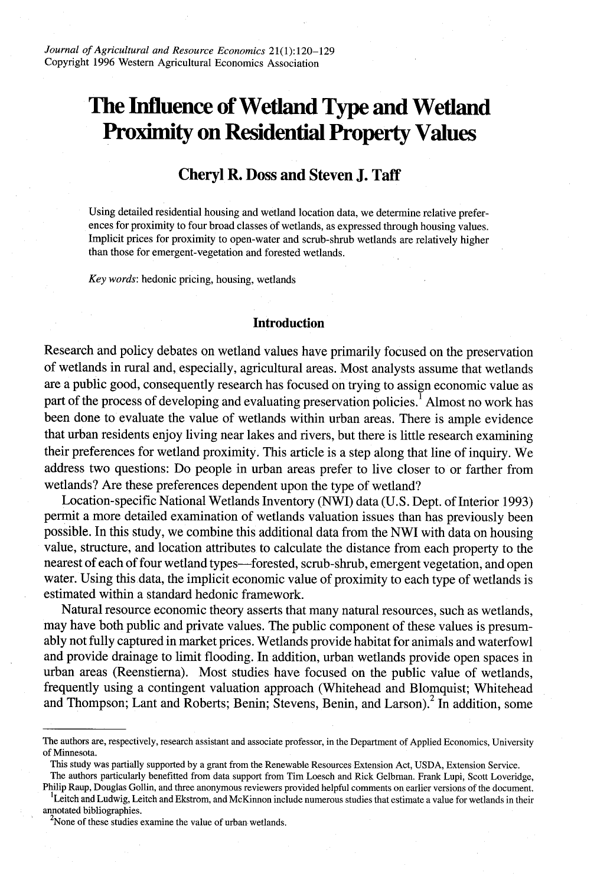# The Influence of Wetland Type and Wetland Proximity on Residential Property Values

**Cheryl R. Doss and Steven J. Taff**

Using detailed residential housing and wetland location data, we determine relative preferences for proximity to four broad classes of wetlands, as expressed through housing values. Implicit prices for proximity to open-water and scrub-shrub wetlands are relatively higher than those for emergent-vegetation and forested wetlands.

*Key words*: hedonic pricing, housing, wetlands

## Introduction

Research and policy debates on wetland values have primarily focused on the preservation of wetlands in rural and, especially, agricultural areas. Most analysts assume that wetlands are a public good, consequently research has focused on trying to assign economic value as part of the process of developing and evaluating preservation policies.[1] Almost no work has been done to evaluate the value of wetlands within urban areas. There is ample evidence that urban residents enjoy living near lakes and rivers, but there is little research examining their preferences for wetland proximity. This article is a step along that line of inquiry. We address two questions: Do people in urban areas prefer to live closer to or farther from wetlands? Are these preferences dependent upon the type of wetland?

Location-specific National Wetlands Inventory (NWI) data (U.S. Dept. of Interior 1993) permit a more detailed examination of wetlands valuation issues than has previously been possible. In this study, we combine this additional data from the NWI with data on housing value, structure, and location attributes to calculate the distance from each property to the nearest of each of four wetland types—forested, scrub-shrub, emergent vegetation, and open water. Using this data, the implicit economic value of proximity to each type of wetlands is estimated within a standard hedonic framework.

Natural resource economic theory asserts that many natural resources, such as wetlands, may have both public and private values. The public component of these values is presumably not fully captured in market prices. Wetlands provide habitat for animals and waterfowl and provide drainage to limit flooding. In addition, urban wetlands provide open spaces in urban areas (Reenstierna). Most studies have focused on the public value of wetlands, frequently using a contingent valuation approach (Whitehead and Blomquist; Whitehead and Thompson; Lant and Roberts; Benin; Stevens, Benin, and Larson).[2] In addition, some

---

The authors are, respectively, research assistant and associate professor, in the Department of Applied Economics, University of Minnesota.

This study was partially supported by a grant from the Renewable Resources Extension Act, USDA, Extension Service.

The authors particularly benefitted from data support from Tim Loesch and Rick Gelbman. Frank Lupi, Scott Loveridge, Philip Raup, Douglas Gollin, and three anonymous reviewers provided helpful comments on earlier versions of the document.

[1] Leitch and Ludwig, Leitch and Ekstrom, and McKinnon include numerous studies that estimate a value for wetlands in their annotated bibliographies.

[2] None of these studies examine the value of urban wetlands.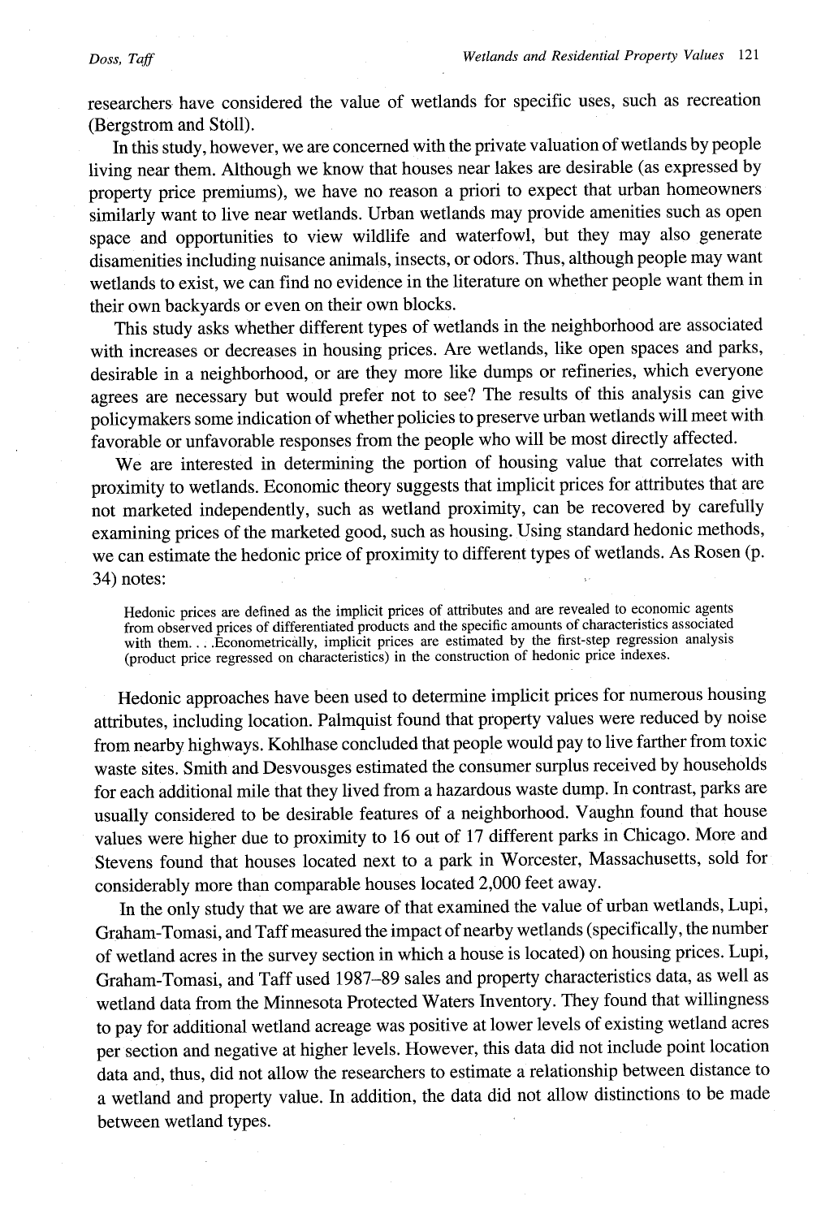researchers have considered the value of wetlands for specific uses, such as recreation (Bergstrom and Stoll).

In this study, however, we are concerned with the private valuation of wetlands by people living near them. Although we know that houses near lakes are desirable (as expressed by property price premiums), we have no reason a priori to expect that urban homeowners similarly want to live near wetlands. Urban wetlands may provide amenities such as open space and opportunities to view wildlife and waterfowl, but they may also generate disamenities including nuisance animals, insects, or odors. Thus, although people may want wetlands to exist, we can find no evidence in the literature on whether people want them in their own backyards or even on their own blocks.

This study asks whether different types of wetlands in the neighborhood are associated with increases or decreases in housing prices. Are wetlands, like open spaces and parks, desirable in a neighborhood, or are they more like dumps or refineries, which everyone agrees are necessary but would prefer not to see? The results of this analysis can give policymakers some indication of whether policies to preserve urban wetlands will meet with favorable or unfavorable responses from the people who will be most directly affected.

We are interested in determining the portion of housing value that correlates with proximity to wetlands. Economic theory suggests that implicit prices for attributes that are not marketed independently, such as wetland proximity, can be recovered by carefully examining prices of the marketed good, such as housing. Using standard hedonic methods, we can estimate the hedonic price of proximity to different types of wetlands. As Rosen (p. 34) notes:

> Hedonic prices are defined as the implicit prices of attributes and are revealed to economic agents from observed prices of differentiated products and the specific amounts of characteristics associated with them. . . .Econometrically, implicit prices are estimated by the first-step regression analysis (product price regressed on characteristics) in the construction of hedonic price indexes.

Hedonic approaches have been used to determine implicit prices for numerous housing attributes, including location. Palmquist found that property values were reduced by noise from nearby highways. Kohlhase concluded that people would pay to live farther from toxic waste sites. Smith and Desvousges estimated the consumer surplus received by households for each additional mile that they lived from a hazardous waste dump. In contrast, parks are usually considered to be desirable features of a neighborhood. Vaughn found that house values were higher due to proximity to 16 out of 17 different parks in Chicago. More and Stevens found that houses located next to a park in Worcester, Massachusetts, sold for considerably more than comparable houses located 2,000 feet away.

In the only study that we are aware of that examined the value of urban wetlands, Lupi, Graham-Tomasi, and Taff measured the impact of nearby wetlands (specifically, the number of wetland acres in the survey section in which a house is located) on housing prices. Lupi, Graham-Tomasi, and Taff used 1987–89 sales and property characteristics data, as well as wetland data from the Minnesota Protected Waters Inventory. They found that willingness to pay for additional wetland acreage was positive at lower levels of existing wetland acres per section and negative at higher levels. However, this data did not include point location data and, thus, did not allow the researchers to estimate a relationship between distance to a wetland and property value. In addition, the data did not allow distinctions to be made between wetland types.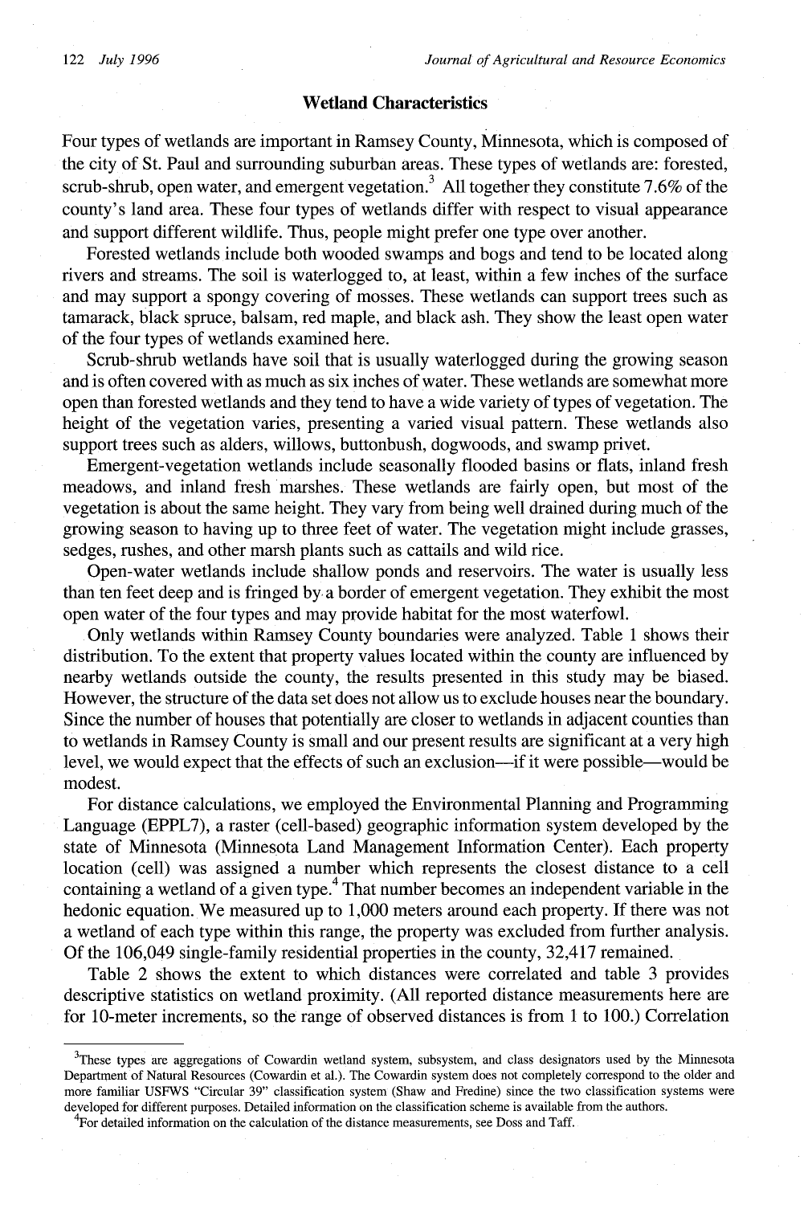## Wetland Characteristics

Four types of wetlands are important in Ramsey County, Minnesota, which is composed of the city of St. Paul and surrounding suburban areas. These types of wetlands are: forested, scrub-shrub, open water, and emergent vegetation.[3] All together they constitute 7.6% of the county's land area. These four types of wetlands differ with respect to visual appearance and support different wildlife. Thus, people might prefer one type over another.

Forested wetlands include both wooded swamps and bogs and tend to be located along rivers and streams. The soil is waterlogged to, at least, within a few inches of the surface and may support a spongy covering of mosses. These wetlands can support trees such as tamarack, black spruce, balsam, red maple, and black ash. They show the least open water of the four types of wetlands examined here.

Scrub-shrub wetlands have soil that is usually waterlogged during the growing season and is often covered with as much as six inches of water. These wetlands are somewhat more open than forested wetlands and they tend to have a wide variety of types of vegetation. The height of the vegetation varies, presenting a varied visual pattern. These wetlands also support trees such as alders, willows, buttonbush, dogwoods, and swamp privet.

Emergent-vegetation wetlands include seasonally flooded basins or flats, inland fresh meadows, and inland fresh marshes. These wetlands are fairly open, but most of the vegetation is about the same height. They vary from being well drained during much of the growing season to having up to three feet of water. The vegetation might include grasses, sedges, rushes, and other marsh plants such as cattails and wild rice.

Open-water wetlands include shallow ponds and reservoirs. The water is usually less than ten feet deep and is fringed by a border of emergent vegetation. They exhibit the most open water of the four types and may provide habitat for the most waterfowl.

Only wetlands within Ramsey County boundaries were analyzed. Table 1 shows their distribution. To the extent that property values located within the county are influenced by nearby wetlands outside the county, the results presented in this study may be biased. However, the structure of the data set does not allow us to exclude houses near the boundary. Since the number of houses that potentially are closer to wetlands in adjacent counties than to wetlands in Ramsey County is small and our present results are significant at a very high level, we would expect that the effects of such an exclusion—if it were possible—would be modest.

For distance calculations, we employed the Environmental Planning and Programming Language (EPPL7), a raster (cell-based) geographic information system developed by the state of Minnesota (Minnesota Land Management Information Center). Each property location (cell) was assigned a number which represents the closest distance to a cell containing a wetland of a given type.[4] That number becomes an independent variable in the hedonic equation. We measured up to 1,000 meters around each property. If there was not a wetland of each type within this range, the property was excluded from further analysis. Of the 106,049 single-family residential properties in the county, 32,417 remained.

Table 2 shows the extent to which distances were correlated and table 3 provides descriptive statistics on wetland proximity. (All reported distance measurements here are for 10-meter increments, so the range of observed distances is from 1 to 100.) Correlation

---

[3] These types are aggregations of Cowardin wetland system, subsystem, and class designators used by the Minnesota Department of Natural Resources (Cowardin et al.). The Cowardin system does not completely correspond to the older and more familiar USFWS "Circular 39" classification system (Shaw and Fredine) since the two classification systems were developed for different purposes. Detailed information on the classification scheme is available from the authors.

[4] For detailed information on the calculation of the distance measurements, see Doss and Taff.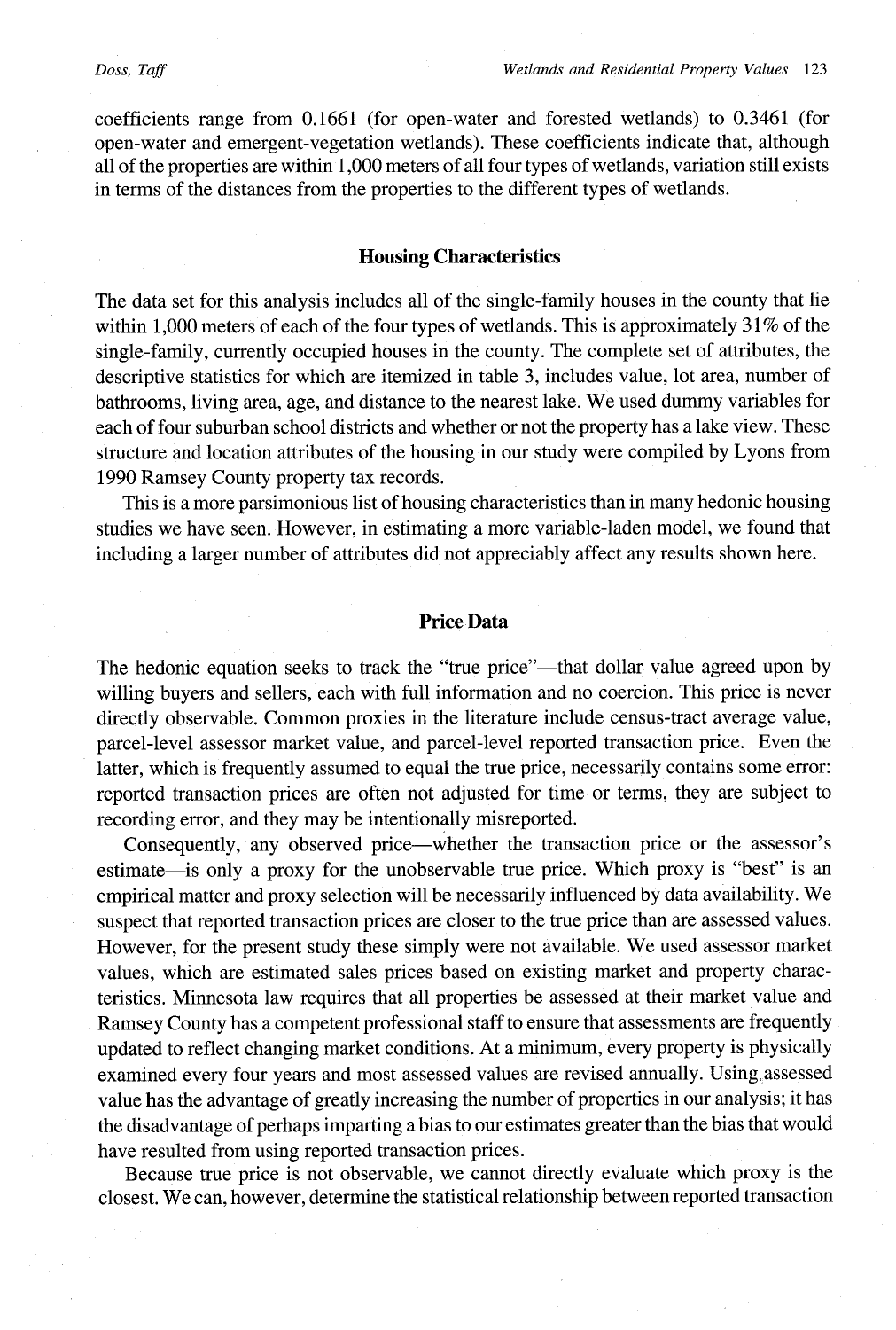coefficients range from 0.1661 (for open-water and forested wetlands) to 0.3461 (for open-water and emergent-vegetation wetlands). These coefficients indicate that, although all of the properties are within 1,000 meters of all four types of wetlands, variation still exists in terms of the distances from the properties to the different types of wetlands.

## Housing Characteristics

The data set for this analysis includes all of the single-family houses in the county that lie within 1,000 meters of each of the four types of wetlands. This is approximately 31% of the single-family, currently occupied houses in the county. The complete set of attributes, the descriptive statistics for which are itemized in table 3, includes value, lot area, number of bathrooms, living area, age, and distance to the nearest lake. We used dummy variables for each of four suburban school districts and whether or not the property has a lake view. These structure and location attributes of the housing in our study were compiled by Lyons from 1990 Ramsey County property tax records.

This is a more parsimonious list of housing characteristics than in many hedonic housing studies we have seen. However, in estimating a more variable-laden model, we found that including a larger number of attributes did not appreciably affect any results shown here.

## Price Data

The hedonic equation seeks to track the "true price"—that dollar value agreed upon by willing buyers and sellers, each with full information and no coercion. This price is never directly observable. Common proxies in the literature include census-tract average value, parcel-level assessor market value, and parcel-level reported transaction price. Even the latter, which is frequently assumed to equal the true price, necessarily contains some error: reported transaction prices are often not adjusted for time or terms, they are subject to recording error, and they may be intentionally misreported.

Consequently, any observed price—whether the transaction price or the assessor's estimate—is only a proxy for the unobservable true price. Which proxy is "best" is an empirical matter and proxy selection will be necessarily influenced by data availability. We suspect that reported transaction prices are closer to the true price than are assessed values. However, for the present study these simply were not available. We used assessor market values, which are estimated sales prices based on existing market and property characteristics. Minnesota law requires that all properties be assessed at their market value and Ramsey County has a competent professional staff to ensure that assessments are frequently updated to reflect changing market conditions. At a minimum, every property is physically examined every four years and most assessed values are revised annually. Using assessed value has the advantage of greatly increasing the number of properties in our analysis; it has the disadvantage of perhaps imparting a bias to our estimates greater than the bias that would have resulted from using reported transaction prices.

Because true price is not observable, we cannot directly evaluate which proxy is the closest. We can, however, determine the statistical relationship between reported transaction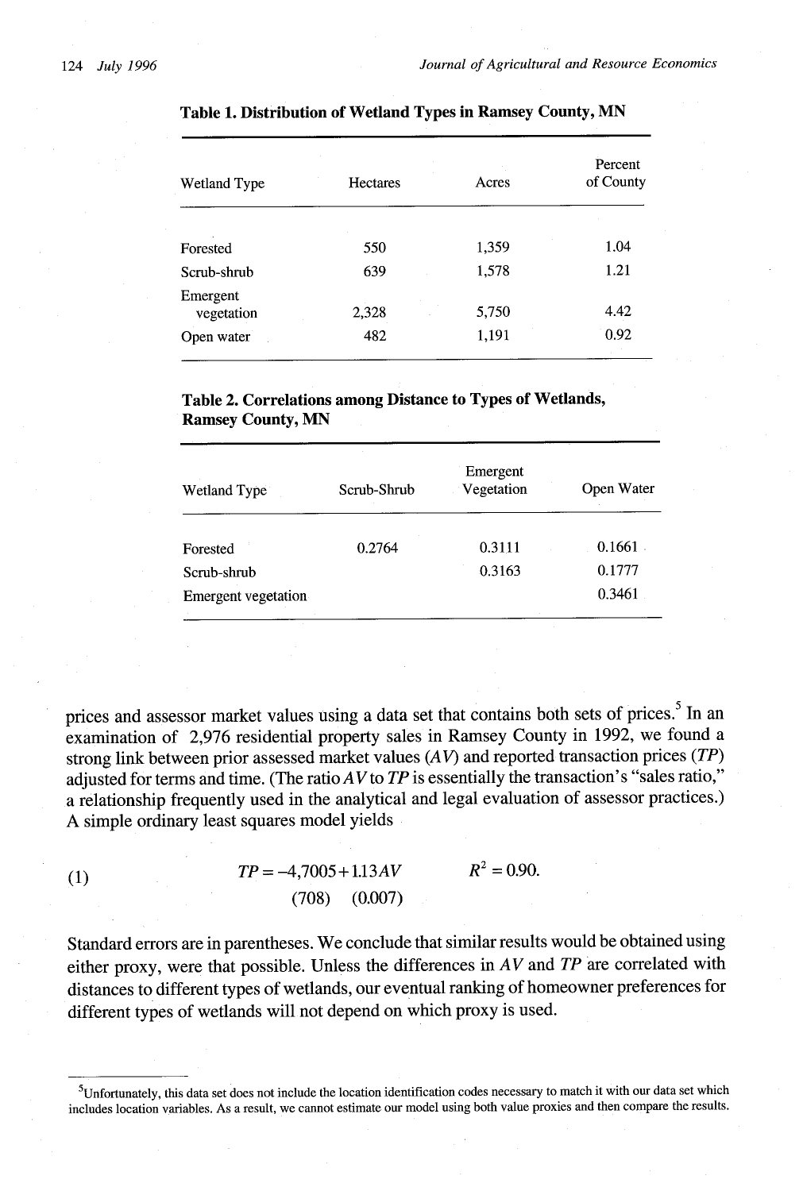**Table 1. Distribution of Wetland Types in Ramsey County, MN**

| Wetland Type | Hectares | Acres | Percent of County |
|---|---|---|---|
| Forested | 550 | 1,359 | 1.04 |
| Scrub-shrub | 639 | 1,578 | 1.21 |
| Emergent vegetation | 2,328 | 5,750 | 4.42 |
| Open water | 482 | 1,191 | 0.92 |

**Table 2. Correlations among Distance to Types of Wetlands, Ramsey County, MN**

| Wetland Type | Scrub-Shrub | Emergent Vegetation | Open Water |
|---|---|---|---|
| Forested | 0.2764 | 0.3111 | 0.1661 |
| Scrub-shrub | | 0.3163 | 0.1777 |
| Emergent vegetation | | | 0.3461 |

prices and assessor market values using a data set that contains both sets of prices.[5] In an examination of 2,976 residential property sales in Ramsey County in 1992, we found a strong link between prior assessed market values ($AV$) and reported transaction prices ($TP$) adjusted for terms and time. (The ratio $AV$ to $TP$ is essentially the transaction's "sales ratio," a relationship frequently used in the analytical and legal evaluation of assessor practices.) A simple ordinary least squares model yields

$$(1) \qquad \underset{(708)}{TP = -4{,}7005} + \underset{(0.007)}{1.13AV} \qquad R^2 = 0.90.$$

Standard errors are in parentheses. We conclude that similar results would be obtained using either proxy, were that possible. Unless the differences in $AV$ and $TP$ are correlated with distances to different types of wetlands, our eventual ranking of homeowner preferences for different types of wetlands will not depend on which proxy is used.

[5] Unfortunately, this data set does not include the location identification codes necessary to match it with our data set which includes location variables. As a result, we cannot estimate our model using both value proxies and then compare the results.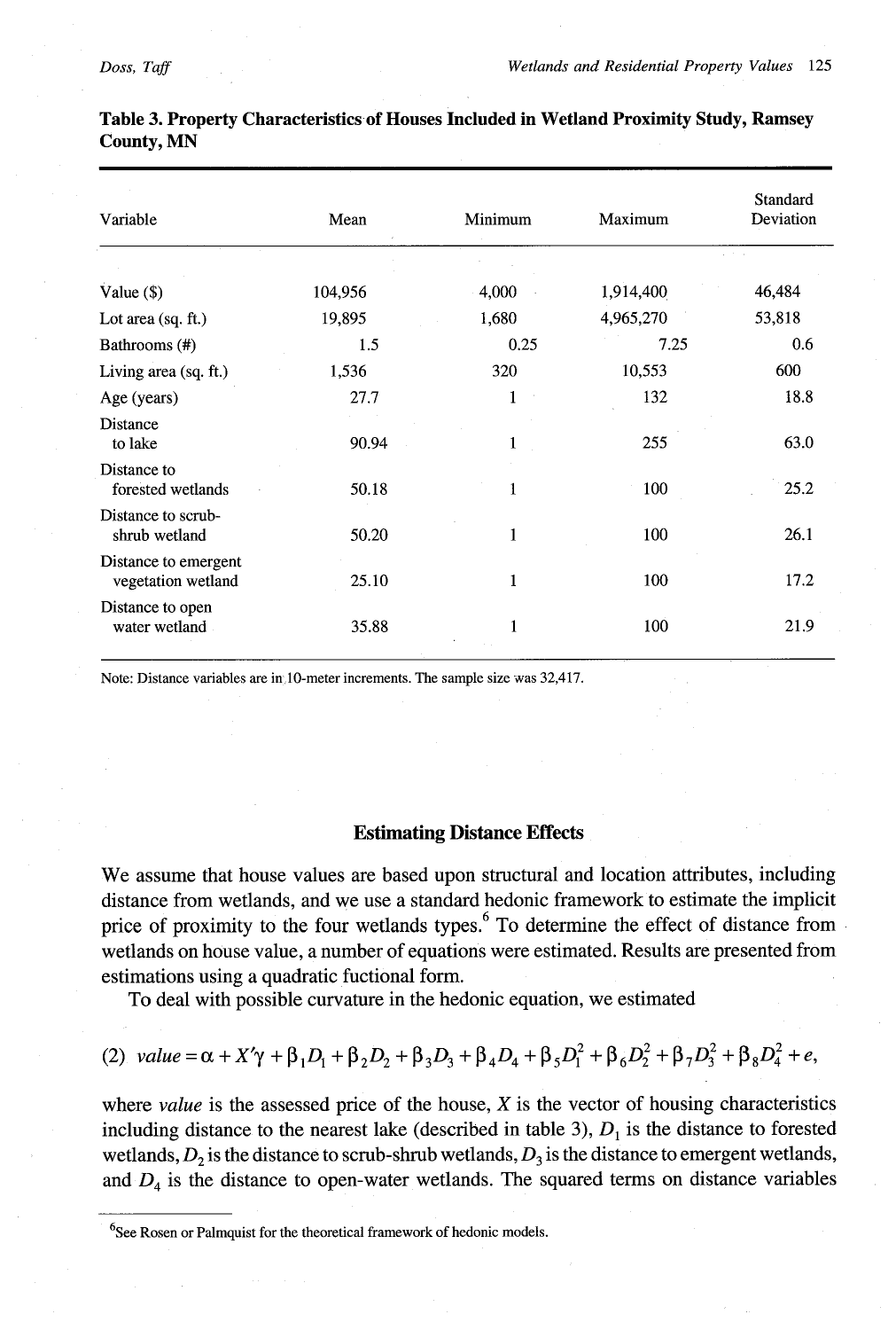**Table 3. Property Characteristics of Houses Included in Wetland Proximity Study, Ramsey County, MN**

| Variable | Mean | Minimum | Maximum | Standard Deviation |
|---|---|---|---|---|
| Value ($) | 104,956 | 4,000 | 1,914,400 | 46,484 |
| Lot area (sq. ft.) | 19,895 | 1,680 | 4,965,270 | 53,818 |
| Bathrooms (#) | 1.5 | 0.25 | 7.25 | 0.6 |
| Living area (sq. ft.) | 1,536 | 320 | 10,553 | 600 |
| Age (years) | 27.7 | 1 | 132 | 18.8 |
| Distance to lake | 90.94 | 1 | 255 | 63.0 |
| Distance to forested wetlands | 50.18 | 1 | 100 | 25.2 |
| Distance to scrub-shrub wetland | 50.20 | 1 | 100 | 26.1 |
| Distance to emergent vegetation wetland | 25.10 | 1 | 100 | 17.2 |
| Distance to open water wetland | 35.88 | 1 | 100 | 21.9 |

Note: Distance variables are in 10-meter increments. The sample size was 32,417.

## Estimating Distance Effects

We assume that house values are based upon structural and location attributes, including distance from wetlands, and we use a standard hedonic framework to estimate the implicit price of proximity to the four wetlands types.[6] To determine the effect of distance from wetlands on house value, a number of equations were estimated. Results are presented from estimations using a quadratic fuctional form.

To deal with possible curvature in the hedonic equation, we estimated

$$(2)\quad value = \alpha + X'\gamma + \beta_1 D_1 + \beta_2 D_2 + \beta_3 D_3 + \beta_4 D_4 + \beta_5 D_1^2 + \beta_6 D_2^2 + \beta_7 D_3^2 + \beta_8 D_4^2 + e,$$

where *value* is the assessed price of the house, $X$ is the vector of housing characteristics including distance to the nearest lake (described in table 3), $D_1$ is the distance to forested wetlands, $D_2$ is the distance to scrub-shrub wetlands, $D_3$ is the distance to emergent wetlands, and $D_4$ is the distance to open-water wetlands. The squared terms on distance variables

[6] See Rosen or Palmquist for the theoretical framework of hedonic models.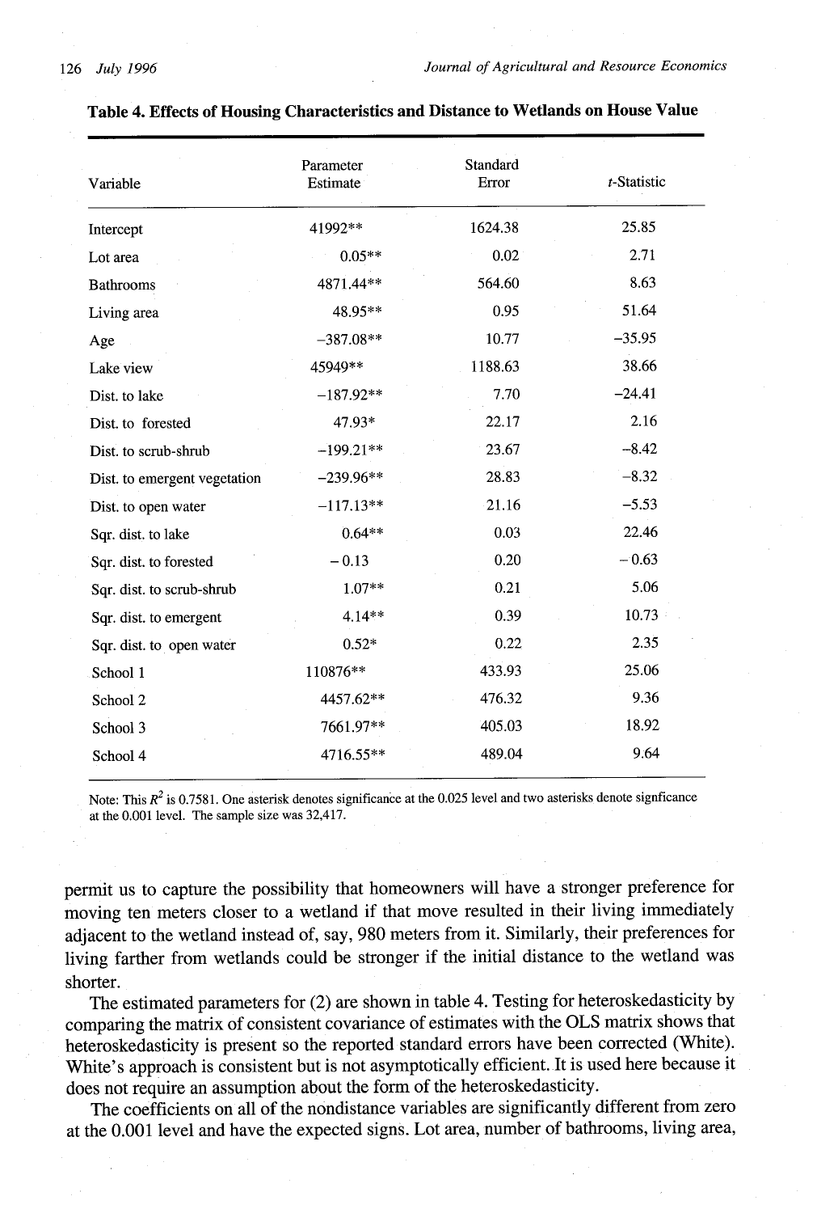**Table 4. Effects of Housing Characteristics and Distance to Wetlands on House Value**

| Variable | Parameter Estimate | Standard Error | $t$-Statistic |
|---|---|---|---|
| Intercept | 41992** | 1624.38 | 25.85 |
| Lot area | 0.05** | 0.02 | 2.71 |
| Bathrooms | 4871.44** | 564.60 | 8.63 |
| Living area | 48.95** | 0.95 | 51.64 |
| Age | −387.08** | 10.77 | −35.95 |
| Lake view | 45949** | 1188.63 | 38.66 |
| Dist. to lake | −187.92** | 7.70 | −24.41 |
| Dist. to forested | 47.93* | 22.17 | 2.16 |
| Dist. to scrub-shrub | −199.21** | 23.67 | −8.42 |
| Dist. to emergent vegetation | −239.96** | 28.83 | −8.32 |
| Dist. to open water | −117.13** | 21.16 | −5.53 |
| Sqr. dist. to lake | 0.64** | 0.03 | 22.46 |
| Sqr. dist. to forested | − 0.13 | 0.20 | − 0.63 |
| Sqr. dist. to scrub-shrub | 1.07** | 0.21 | 5.06 |
| Sqr. dist. to emergent | 4.14** | 0.39 | 10.73 |
| Sqr. dist. to open water | 0.52* | 0.22 | 2.35 |
| School 1 | 110876** | 433.93 | 25.06 |
| School 2 | 4457.62** | 476.32 | 9.36 |
| School 3 | 7661.97** | 405.03 | 18.92 |
| School 4 | 4716.55** | 489.04 | 9.64 |

Note: This $R^2$ is 0.7581. One asterisk denotes significance at the 0.025 level and two asterisks denote signficance at the 0.001 level. The sample size was 32,417.

permit us to capture the possibility that homeowners will have a stronger preference for moving ten meters closer to a wetland if that move resulted in their living immediately adjacent to the wetland instead of, say, 980 meters from it. Similarly, their preferences for living farther from wetlands could be stronger if the initial distance to the wetland was shorter.

The estimated parameters for (2) are shown in table 4. Testing for heteroskedasticity by comparing the matrix of consistent covariance of estimates with the OLS matrix shows that heteroskedasticity is present so the reported standard errors have been corrected (White). White's approach is consistent but is not asymptotically efficient. It is used here because it does not require an assumption about the form of the heteroskedasticity.

The coefficients on all of the nondistance variables are significantly different from zero at the 0.001 level and have the expected signs. Lot area, number of bathrooms, living area,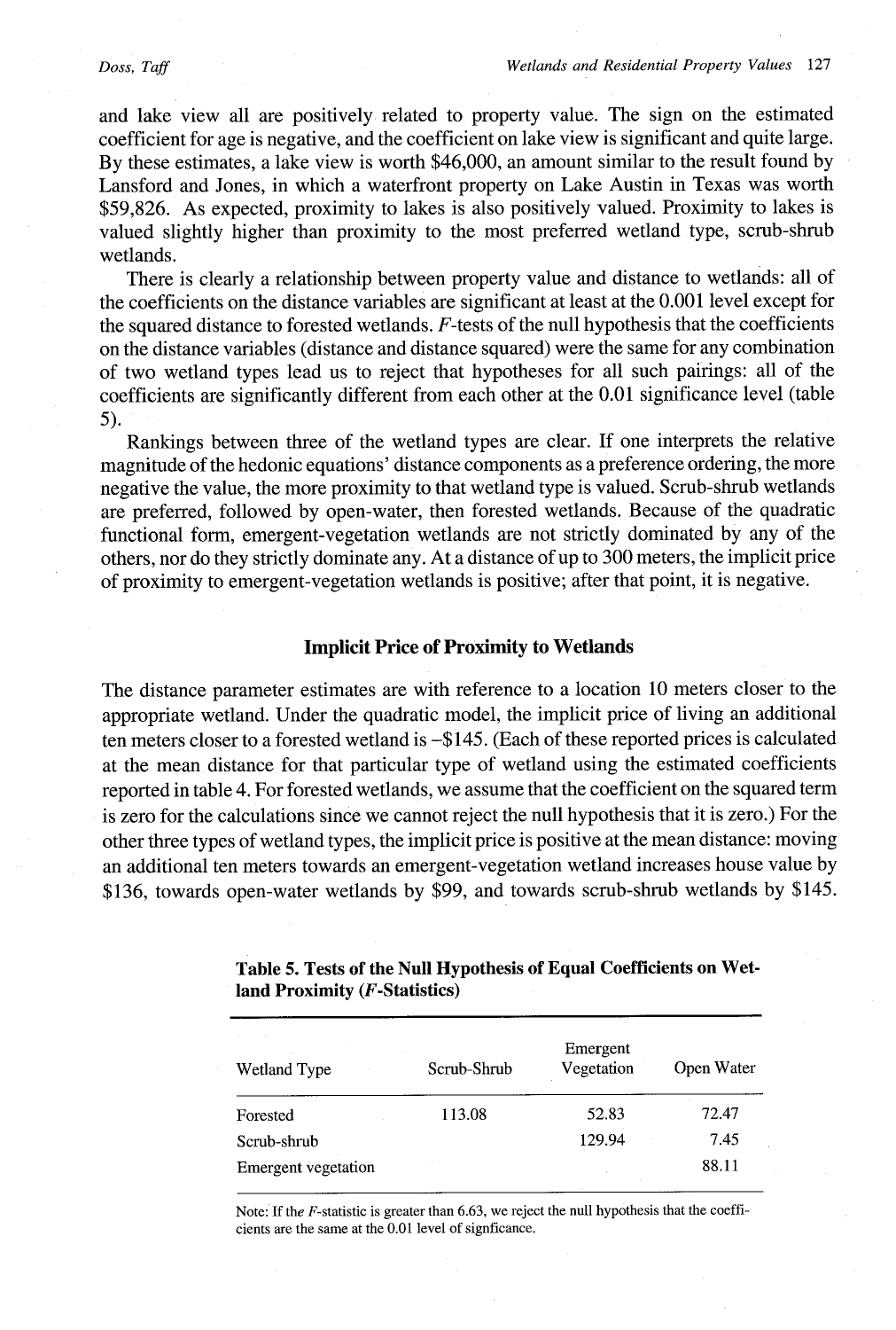and lake view all are positively related to property value. The sign on the estimated coefficient for age is negative, and the coefficient on lake view is significant and quite large. By these estimates, a lake view is worth $46,000, an amount similar to the result found by Lansford and Jones, in which a waterfront property on Lake Austin in Texas was worth $59,826. As expected, proximity to lakes is also positively valued. Proximity to lakes is valued slightly higher than proximity to the most preferred wetland type, scrub-shrub wetlands.

There is clearly a relationship between property value and distance to wetlands: all of the coefficients on the distance variables are significant at least at the 0.001 level except for the squared distance to forested wetlands. $F$-tests of the null hypothesis that the coefficients on the distance variables (distance and distance squared) were the same for any combination of two wetland types lead us to reject that hypotheses for all such pairings: all of the coefficients are significantly different from each other at the 0.01 significance level (table 5).

Rankings between three of the wetland types are clear. If one interprets the relative magnitude of the hedonic equations' distance components as a preference ordering, the more negative the value, the more proximity to that wetland type is valued. Scrub-shrub wetlands are preferred, followed by open-water, then forested wetlands. Because of the quadratic functional form, emergent-vegetation wetlands are not strictly dominated by any of the others, nor do they strictly dominate any. At a distance of up to 300 meters, the implicit price of proximity to emergent-vegetation wetlands is positive; after that point, it is negative.

## Implicit Price of Proximity to Wetlands

The distance parameter estimates are with reference to a location 10 meters closer to the appropriate wetland. Under the quadratic model, the implicit price of living an additional ten meters closer to a forested wetland is –$145. (Each of these reported prices is calculated at the mean distance for that particular type of wetland using the estimated coefficients reported in table 4. For forested wetlands, we assume that the coefficient on the squared term is zero for the calculations since we cannot reject the null hypothesis that it is zero.) For the other three types of wetland types, the implicit price is positive at the mean distance: moving an additional ten meters towards an emergent-vegetation wetland increases house value by $136, towards open-water wetlands by $99, and towards scrub-shrub wetlands by $145.

**Table 5. Tests of the Null Hypothesis of Equal Coefficients on Wetland Proximity ($F$-Statistics)**

| Wetland Type | Scrub-Shrub | Emergent Vegetation | Open Water |
|---|---|---|---|
| Forested | 113.08 | 52.83 | 72.47 |
| Scrub-shrub | | 129.94 | 7.45 |
| Emergent vegetation | | | 88.11 |

Note: If the $F$-statistic is greater than 6.63, we reject the null hypothesis that the coefficients are the same at the 0.01 level of signficance.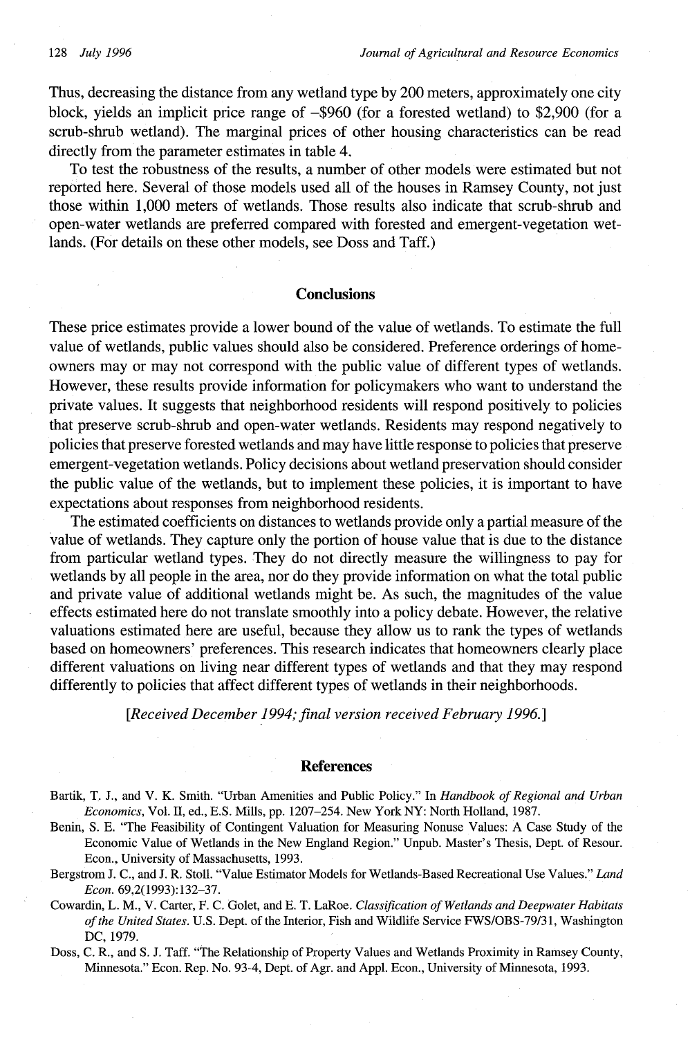Thus, decreasing the distance from any wetland type by 200 meters, approximately one city block, yields an implicit price range of –\$960 (for a forested wetland) to \$2,900 (for a scrub-shrub wetland). The marginal prices of other housing characteristics can be read directly from the parameter estimates in table 4.

To test the robustness of the results, a number of other models were estimated but not reported here. Several of those models used all of the houses in Ramsey County, not just those within 1,000 meters of wetlands. Those results also indicate that scrub-shrub and open-water wetlands are preferred compared with forested and emergent-vegetation wetlands. (For details on these other models, see Doss and Taff.)

## Conclusions

These price estimates provide a lower bound of the value of wetlands. To estimate the full value of wetlands, public values should also be considered. Preference orderings of homeowners may or may not correspond with the public value of different types of wetlands. However, these results provide information for policymakers who want to understand the private values. It suggests that neighborhood residents will respond positively to policies that preserve scrub-shrub and open-water wetlands. Residents may respond negatively to policies that preserve forested wetlands and may have little response to policies that preserve emergent-vegetation wetlands. Policy decisions about wetland preservation should consider the public value of the wetlands, but to implement these policies, it is important to have expectations about responses from neighborhood residents.

The estimated coefficients on distances to wetlands provide only a partial measure of the value of wetlands. They capture only the portion of house value that is due to the distance from particular wetland types. They do not directly measure the willingness to pay for wetlands by all people in the area, nor do they provide information on what the total public and private value of additional wetlands might be. As such, the magnitudes of the value effects estimated here do not translate smoothly into a policy debate. However, the relative valuations estimated here are useful, because they allow us to rank the types of wetlands based on homeowners' preferences. This research indicates that homeowners clearly place different valuations on living near different types of wetlands and that they may respond differently to policies that affect different types of wetlands in their neighborhoods.

*[Received December 1994; final version received February 1996.]*

## References

Bartik, T. J., and V. K. Smith. "Urban Amenities and Public Policy." In *Handbook of Regional and Urban Economics*, Vol. II, ed., E.S. Mills, pp. 1207–254. New York NY: North Holland, 1987.

Benin, S. E. "The Feasibility of Contingent Valuation for Measuring Nonuse Values: A Case Study of the Economic Value of Wetlands in the New England Region." Unpub. Master's Thesis, Dept. of Resour. Econ., University of Massachusetts, 1993.

Bergstrom J. C., and J. R. Stoll. "Value Estimator Models for Wetlands-Based Recreational Use Values." *Land Econ.* 69,2(1993):132–37.

Cowardin, L. M., V. Carter, F. C. Golet, and E. T. LaRoe. *Classification of Wetlands and Deepwater Habitats of the United States*. U.S. Dept. of the Interior, Fish and Wildlife Service FWS/OBS-79/31, Washington DC, 1979.

Doss, C. R., and S. J. Taff. "The Relationship of Property Values and Wetlands Proximity in Ramsey County, Minnesota." Econ. Rep. No. 93-4, Dept. of Agr. and Appl. Econ., University of Minnesota, 1993.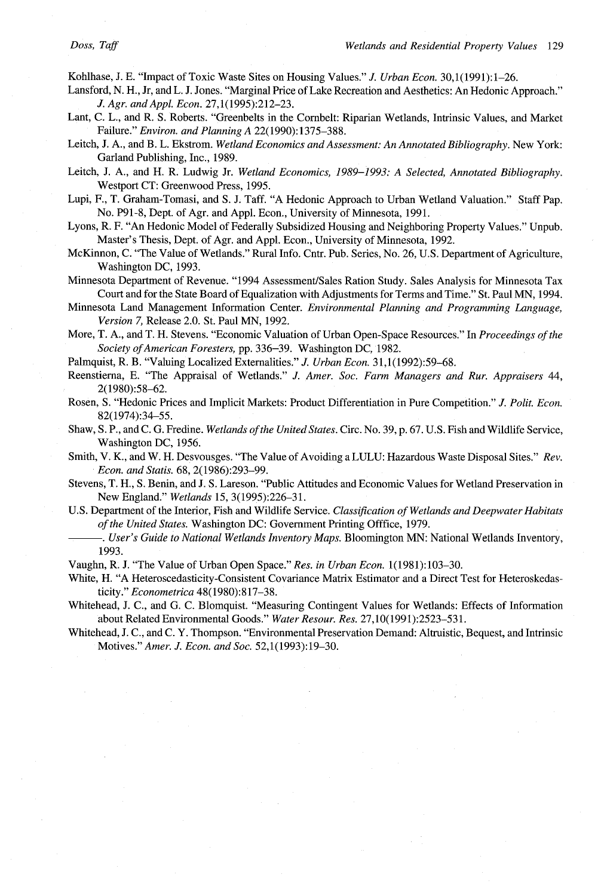Kohlhase, J. E. "Impact of Toxic Waste Sites on Housing Values." *J. Urban Econ.* 30,1(1991):1–26.

Lansford, N. H., Jr, and L. J. Jones. "Marginal Price of Lake Recreation and Aesthetics: An Hedonic Approach." *J. Agr. and Appl. Econ.* 27,1(1995):212–23.

Lant, C. L., and R. S. Roberts. "Greenbelts in the Cornbelt: Riparian Wetlands, Intrinsic Values, and Market Failure." *Environ. and Planning A* 22(1990):1375–388.

Leitch, J. A., and B. L. Ekstrom. *Wetland Economics and Assessment: An Annotated Bibliography.* New York: Garland Publishing, Inc., 1989.

Leitch, J. A., and H. R. Ludwig Jr. *Wetland Economics, 1989–1993: A Selected, Annotated Bibliography.* Westport CT: Greenwood Press, 1995.

Lupi, F., T. Graham-Tomasi, and S. J. Taff. "A Hedonic Approach to Urban Wetland Valuation." Staff Pap. No. P91-8, Dept. of Agr. and Appl. Econ., University of Minnesota, 1991.

Lyons, R. F. "An Hedonic Model of Federally Subsidized Housing and Neighboring Property Values." Unpub. Master's Thesis, Dept. of Agr. and Appl. Econ., University of Minnesota, 1992.

McKinnon, C. "The Value of Wetlands." Rural Info. Cntr. Pub. Series, No. 26, U.S. Department of Agriculture, Washington DC, 1993.

Minnesota Department of Revenue. "1994 Assessment/Sales Ration Study. Sales Analysis for Minnesota Tax Court and for the State Board of Equalization with Adjustments for Terms and Time." St. Paul MN, 1994.

Minnesota Land Management Information Center. *Environmental Planning and Programming Language, Version 7,* Release 2.0. St. Paul MN, 1992.

More, T. A., and T. H. Stevens. "Economic Valuation of Urban Open-Space Resources." In *Proceedings of the Society of American Foresters,* pp. 336–39. Washington DC, 1982.

Palmquist, R. B. "Valuing Localized Externalities." *J. Urban Econ.* 31,1(1992):59–68.

Reenstierna, E. "The Appraisal of Wetlands." *J. Amer. Soc. Farm Managers and Rur. Appraisers* 44, 2(1980):58–62.

Rosen, S. "Hedonic Prices and Implicit Markets: Product Differentiation in Pure Competition." *J. Polit. Econ.* 82(1974):34–55.

Shaw, S. P., and C. G. Fredine. *Wetlands of the United States.* Circ. No. 39, p. 67. U.S. Fish and Wildlife Service, Washington DC, 1956.

Smith, V. K., and W. H. Desvousges. "The Value of Avoiding a LULU: Hazardous Waste Disposal Sites." *Rev. Econ. and Statis.* 68, 2(1986):293–99.

Stevens, T. H., S. Benin, and J. S. Lareson. "Public Attitudes and Economic Values for Wetland Preservation in New England." *Wetlands* 15, 3(1995):226–31.

U.S. Department of the Interior, Fish and Wildlife Service. *Classification of Wetlands and Deepwater Habitats of the United States.* Washington DC: Government Printing Offfice, 1979.

———. *User's Guide to National Wetlands Inventory Maps.* Bloomington MN: National Wetlands Inventory, 1993.

Vaughn, R. J. "The Value of Urban Open Space." *Res. in Urban Econ.* 1(1981):103–30.

White, H. "A Heteroscedasticity-Consistent Covariance Matrix Estimator and a Direct Test for Heteroskedasticity." *Econometrica* 48(1980):817–38.

Whitehead, J. C., and G. C. Blomquist. "Measuring Contingent Values for Wetlands: Effects of Information about Related Environmental Goods." *Water Resour. Res.* 27,10(1991):2523–531.

Whitehead, J. C., and C. Y. Thompson. "Environmental Preservation Demand: Altruistic, Bequest, and Intrinsic Motives." *Amer. J. Econ. and Soc.* 52,1(1993):19–30.